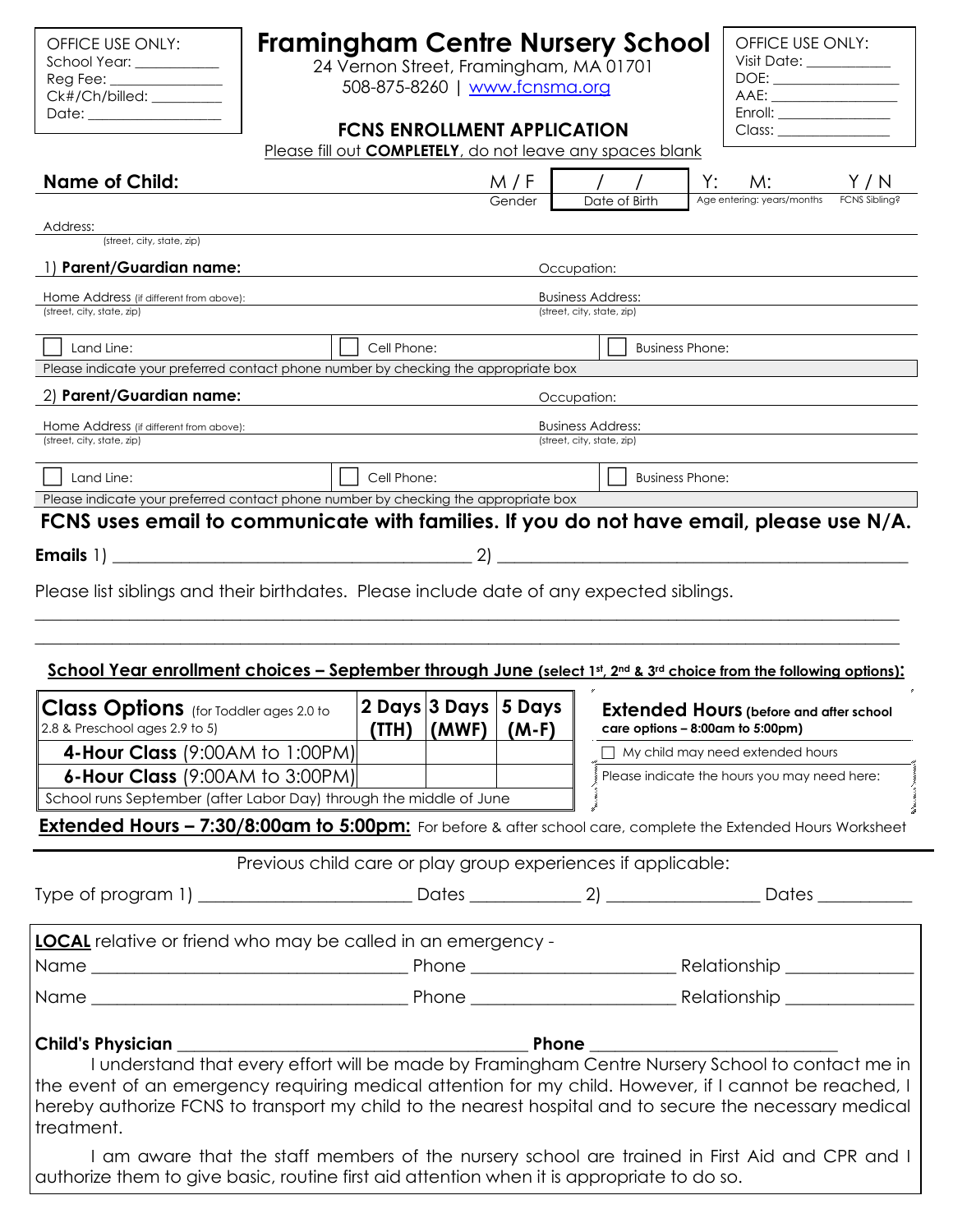OFFICE USE ONLY:
School Year: ___________
Reg Fee: _______________
Ck#/Ch/billed: _________
Date: _________________

# Framingham Centre Nursery School

24 Vernon Street, Framingham, MA 01701
508-875-8260 | www.fcnsma.org

OFFICE USE ONLY:
Visit Date: ___________
DOE: ________________
AAE: ________________
Enroll: ______________
Class: ______________

## FCNS ENROLLMENT APPLICATION

Please fill out **COMPLETELY**, do not leave any spaces blank

**Name of Child:** ________________ M / F (Gender) | / / (Date of Birth) | Y: M: (Age entering: years/months) | Y / N (FCNS Sibling?)

Address: ________________
(street, city, state, zip)

1) **Parent/Guardian name:** ________________ Occupation: ________________

Home Address (if different from above): ________________ Business Address: ________________
(street, city, state, zip) (street, city, state, zip)

☐ Land Line: ☐ Cell Phone: ☐ Business Phone:

Please indicate your preferred contact phone number by checking the appropriate box

2) **Parent/Guardian name:** ________________ Occupation: ________________

Home Address (if different from above): ________________ Business Address: ________________
(street, city, state, zip) (street, city, state, zip)

☐ Land Line: ☐ Cell Phone: ☐ Business Phone:

Please indicate your preferred contact phone number by checking the appropriate box

**FCNS uses email to communicate with families. If you do not have email, please use N/A.**

**Emails** 1) ________________________________ 2) ________________________________

Please list siblings and their birthdates. Please include date of any expected siblings.

_______________________________________________________________________________

_______________________________________________________________________________

**School Year enrollment choices – September through June (select 1st, 2nd & 3rd choice from the following options):**

| **Class Options** (for Toddler ages 2.0 to 2.8 & Preschool ages 2.9 to 5) | **2 Days (TTH)** | **3 Days (MWF)** | **5 Days (M-F)** |
|---|---|---|---|
| **4-Hour Class** (9:00AM to 1:00PM) | | | |
| **6-Hour Class** (9:00AM to 3:00PM) | | | |
| School runs September (after Labor Day) through the middle of June | | | |

**Extended Hours (before and after school care options – 8:00am to 5:00pm)**

☐ My child may need extended hours

Please indicate the hours you may need here:

**Extended Hours – 7:30/8:00am to 5:00pm:** For before & after school care, complete the Extended Hours Worksheet

Previous child care or play group experiences if applicable:

Type of program 1) ____________________ Dates __________ 2) ______________ Dates _________

**LOCAL** relative or friend who may be called in an emergency -

Name ______________________________ Phone __________________ Relationship ____________

Name ______________________________ Phone __________________ Relationship ____________

**Child's Physician** ________________________________ **Phone** ______________________

I understand that every effort will be made by Framingham Centre Nursery School to contact me in the event of an emergency requiring medical attention for my child. However, if I cannot be reached, I hereby authorize FCNS to transport my child to the nearest hospital and to secure the necessary medical treatment.

I am aware that the staff members of the nursery school are trained in First Aid and CPR and I authorize them to give basic, routine first aid attention when it is appropriate to do so.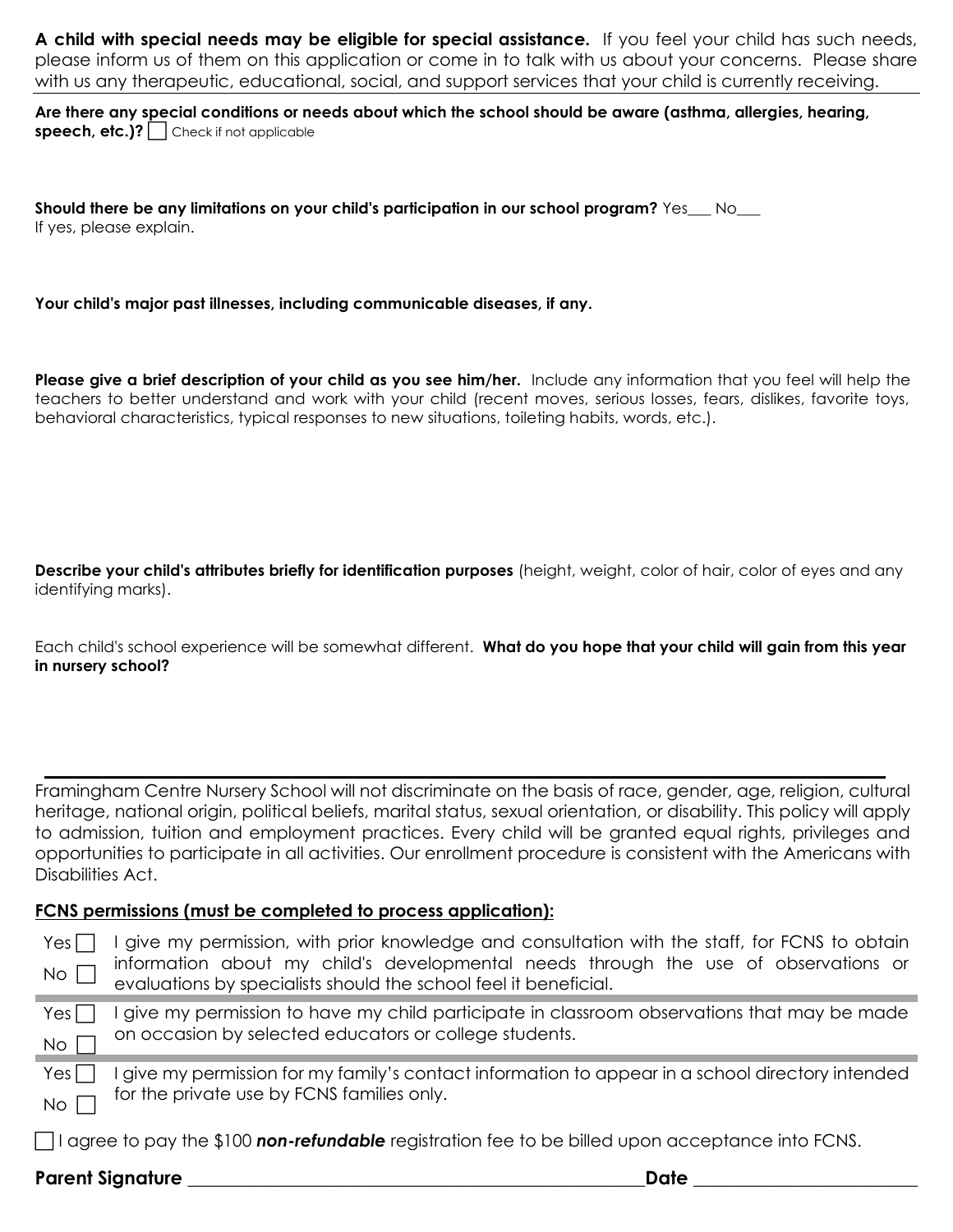**A child with special needs may be eligible for special assistance.** If you feel your child has such needs, please inform us of them on this application or come in to talk with us about your concerns. Please share with us any therapeutic, educational, social, and support services that your child is currently receiving.

**Are there any special conditions or needs about which the school should be aware (asthma, allergies, hearing, speech, etc.)?** ☐ Check if not applicable

**Should there be any limitations on your child's participation in our school program?** Yes___ No___
If yes, please explain.

**Your child's major past illnesses, including communicable diseases, if any.**

**Please give a brief description of your child as you see him/her.** Include any information that you feel will help the teachers to better understand and work with your child (recent moves, serious losses, fears, dislikes, favorite toys, behavioral characteristics, typical responses to new situations, toileting habits, words, etc.).

**Describe your child's attributes briefly for identification purposes** (height, weight, color of hair, color of eyes and any identifying marks).

Each child's school experience will be somewhat different. **What do you hope that your child will gain from this year in nursery school?**

---

Framingham Centre Nursery School will not discriminate on the basis of race, gender, age, religion, cultural heritage, national origin, political beliefs, marital status, sexual orientation, or disability. This policy will apply to admission, tuition and employment practices. Every child will be granted equal rights, privileges and opportunities to participate in all activities. Our enrollment procedure is consistent with the Americans with Disabilities Act.

**FCNS permissions (must be completed to process application):**

| | |
|---|---|
| Yes ☐<br>No ☐ | I give my permission, with prior knowledge and consultation with the staff, for FCNS to obtain information about my child's developmental needs through the use of observations or evaluations by specialists should the school feel it beneficial. |
| Yes ☐<br>No ☐ | I give my permission to have my child participate in classroom observations that may be made on occasion by selected educators or college students. |
| Yes ☐<br>No ☐ | I give my permission for my family's contact information to appear in a school directory intended for the private use by FCNS families only. |

☐ I agree to pay the $100 ***non-refundable*** registration fee to be billed upon acceptance into FCNS.

**Parent Signature** ____________________________________________ **Date** ____________________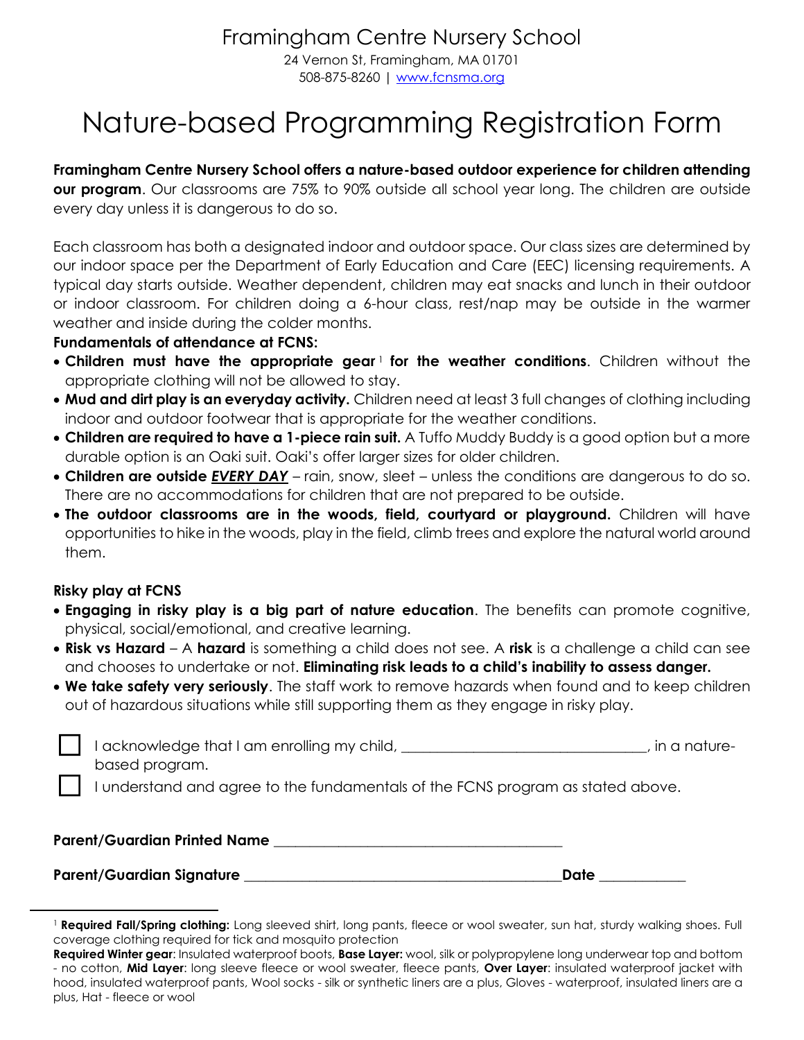# Framingham Centre Nursery School

24 Vernon St, Framingham, MA 01701
508-875-8260 | www.fcnsma.org

# Nature-based Programming Registration Form

**Framingham Centre Nursery School offers a nature-based outdoor experience for children attending our program**. Our classrooms are 75% to 90% outside all school year long. The children are outside every day unless it is dangerous to do so.

Each classroom has both a designated indoor and outdoor space. Our class sizes are determined by our indoor space per the Department of Early Education and Care (EEC) licensing requirements. A typical day starts outside. Weather dependent, children may eat snacks and lunch in their outdoor or indoor classroom. For children doing a 6-hour class, rest/nap may be outside in the warmer weather and inside during the colder months.

**Fundamentals of attendance at FCNS:**

- **Children must have the appropriate gear**[1] **for the weather conditions**. Children without the appropriate clothing will not be allowed to stay.
- **Mud and dirt play is an everyday activity.** Children need at least 3 full changes of clothing including indoor and outdoor footwear that is appropriate for the weather conditions.
- **Children are required to have a 1-piece rain suit.** A Tuffo Muddy Buddy is a good option but a more durable option is an Oaki suit. Oaki's offer larger sizes for older children.
- **Children are outside _EVERY DAY_** – rain, snow, sleet – unless the conditions are dangerous to do so. There are no accommodations for children that are not prepared to be outside.
- **The outdoor classrooms are in the woods, field, courtyard or playground.** Children will have opportunities to hike in the woods, play in the field, climb trees and explore the natural world around them.

**Risky play at FCNS**

- **Engaging in risky play is a big part of nature education**. The benefits can promote cognitive, physical, social/emotional, and creative learning.
- **Risk vs Hazard** – A **hazard** is something a child does not see. A **risk** is a challenge a child can see and chooses to undertake or not. **Eliminating risk leads to a child's inability to assess danger.**
- **We take safety very seriously**. The staff work to remove hazards when found and to keep children out of hazardous situations while still supporting them as they engage in risky play.

☐ I acknowledge that I am enrolling my child, ________________________________, in a nature-based program.

☐ I understand and agree to the fundamentals of the FCNS program as stated above.

**Parent/Guardian Printed Name** ________________________________________

**Parent/Guardian Signature** ____________________________________________ **Date** ____________

---

[1] **Required Fall/Spring clothing:** Long sleeved shirt, long pants, fleece or wool sweater, sun hat, sturdy walking shoes. Full coverage clothing required for tick and mosquito protection

**Required Winter gear**: Insulated waterproof boots, **Base Layer:** wool, silk or polypropylene long underwear top and bottom - no cotton, **Mid Layer**: long sleeve fleece or wool sweater, fleece pants, **Over Layer**: insulated waterproof jacket with hood, insulated waterproof pants, Wool socks - silk or synthetic liners are a plus, Gloves - waterproof, insulated liners are a plus, Hat - fleece or wool